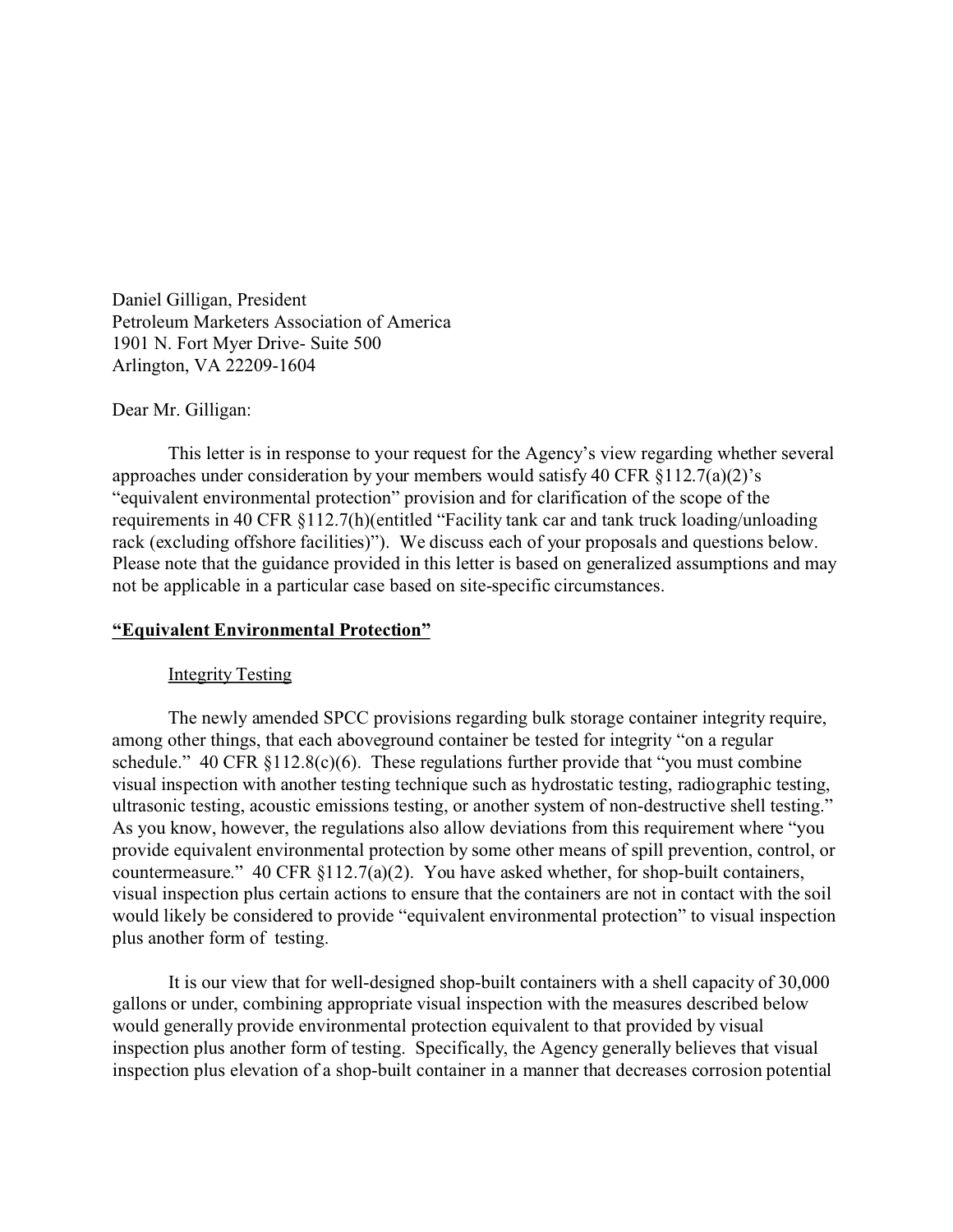Daniel Gilligan, President
Petroleum Marketers Association of America
1901 N. Fort Myer Drive- Suite 500
Arlington, VA 22209-1604

Dear Mr. Gilligan:

This letter is in response to your request for the Agency's view regarding whether several approaches under consideration by your members would satisfy 40 CFR §112.7(a)(2)'s "equivalent environmental protection" provision and for clarification of the scope of the requirements in 40 CFR §112.7(h)(entitled "Facility tank car and tank truck loading/unloading rack (excluding offshore facilities)"). We discuss each of your proposals and questions below. Please note that the guidance provided in this letter is based on generalized assumptions and may not be applicable in a particular case based on site-specific circumstances.

**<u>"Equivalent Environmental Protection"</u>**

<u>Integrity Testing</u>

The newly amended SPCC provisions regarding bulk storage container integrity require, among other things, that each aboveground container be tested for integrity "on a regular schedule." 40 CFR §112.8(c)(6). These regulations further provide that "you must combine visual inspection with another testing technique such as hydrostatic testing, radiographic testing, ultrasonic testing, acoustic emissions testing, or another system of non-destructive shell testing." As you know, however, the regulations also allow deviations from this requirement where "you provide equivalent environmental protection by some other means of spill prevention, control, or countermeasure." 40 CFR §112.7(a)(2). You have asked whether, for shop-built containers, visual inspection plus certain actions to ensure that the containers are not in contact with the soil would likely be considered to provide "equivalent environmental protection" to visual inspection plus another form of testing.

It is our view that for well-designed shop-built containers with a shell capacity of 30,000 gallons or under, combining appropriate visual inspection with the measures described below would generally provide environmental protection equivalent to that provided by visual inspection plus another form of testing. Specifically, the Agency generally believes that visual inspection plus elevation of a shop-built container in a manner that decreases corrosion potential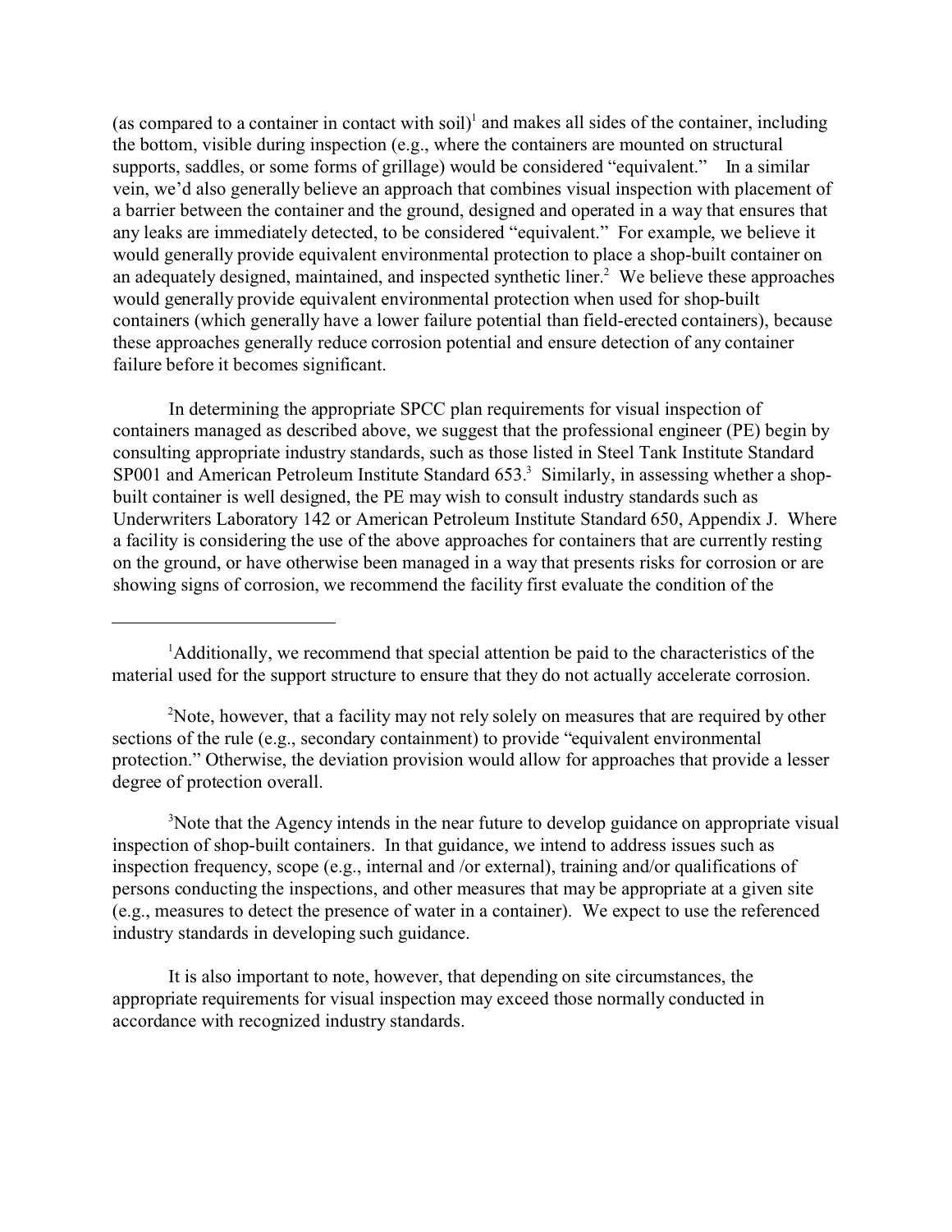(as compared to a container in contact with soil)[1] and makes all sides of the container, including the bottom, visible during inspection (e.g., where the containers are mounted on structural supports, saddles, or some forms of grillage) would be considered "equivalent." In a similar vein, we'd also generally believe an approach that combines visual inspection with placement of a barrier between the container and the ground, designed and operated in a way that ensures that any leaks are immediately detected, to be considered "equivalent." For example, we believe it would generally provide equivalent environmental protection to place a shop-built container on an adequately designed, maintained, and inspected synthetic liner.[2] We believe these approaches would generally provide equivalent environmental protection when used for shop-built containers (which generally have a lower failure potential than field-erected containers), because these approaches generally reduce corrosion potential and ensure detection of any container failure before it becomes significant.

In determining the appropriate SPCC plan requirements for visual inspection of containers managed as described above, we suggest that the professional engineer (PE) begin by consulting appropriate industry standards, such as those listed in Steel Tank Institute Standard SP001 and American Petroleum Institute Standard 653.[3] Similarly, in assessing whether a shop-built container is well designed, the PE may wish to consult industry standards such as Underwriters Laboratory 142 or American Petroleum Institute Standard 650, Appendix J. Where a facility is considering the use of the above approaches for containers that are currently resting on the ground, or have otherwise been managed in a way that presents risks for corrosion or are showing signs of corrosion, we recommend the facility first evaluate the condition of the

---

[1]Additionally, we recommend that special attention be paid to the characteristics of the material used for the support structure to ensure that they do not actually accelerate corrosion.

[2]Note, however, that a facility may not rely solely on measures that are required by other sections of the rule (e.g., secondary containment) to provide "equivalent environmental protection." Otherwise, the deviation provision would allow for approaches that provide a lesser degree of protection overall.

[3]Note that the Agency intends in the near future to develop guidance on appropriate visual inspection of shop-built containers. In that guidance, we intend to address issues such as inspection frequency, scope (e.g., internal and /or external), training and/or qualifications of persons conducting the inspections, and other measures that may be appropriate at a given site (e.g., measures to detect the presence of water in a container). We expect to use the referenced industry standards in developing such guidance.

It is also important to note, however, that depending on site circumstances, the appropriate requirements for visual inspection may exceed those normally conducted in accordance with recognized industry standards.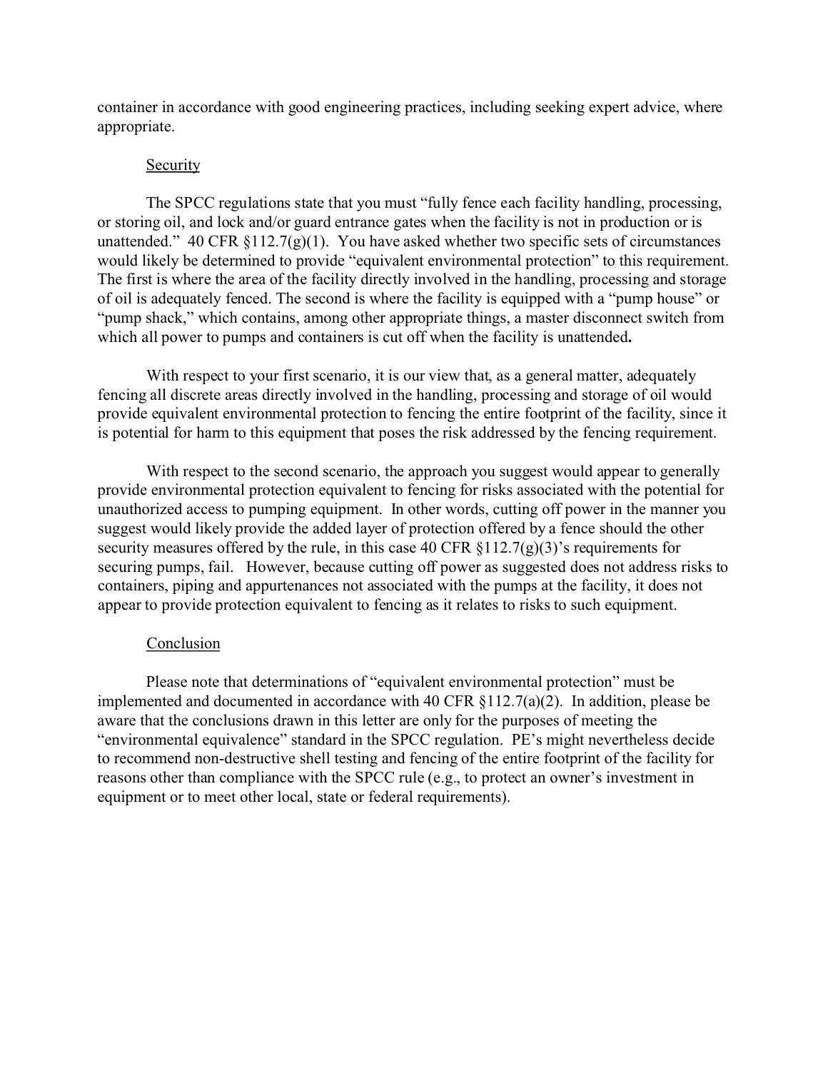container in accordance with good engineering practices, including seeking expert advice, where appropriate.

Security

The SPCC regulations state that you must "fully fence each facility handling, processing, or storing oil, and lock and/or guard entrance gates when the facility is not in production or is unattended." 40 CFR §112.7(g)(1). You have asked whether two specific sets of circumstances would likely be determined to provide "equivalent environmental protection" to this requirement. The first is where the area of the facility directly involved in the handling, processing and storage of oil is adequately fenced. The second is where the facility is equipped with a "pump house" or "pump shack," which contains, among other appropriate things, a master disconnect switch from which all power to pumps and containers is cut off when the facility is unattended**.**

With respect to your first scenario, it is our view that, as a general matter, adequately fencing all discrete areas directly involved in the handling, processing and storage of oil would provide equivalent environmental protection to fencing the entire footprint of the facility, since it is potential for harm to this equipment that poses the risk addressed by the fencing requirement.

With respect to the second scenario, the approach you suggest would appear to generally provide environmental protection equivalent to fencing for risks associated with the potential for unauthorized access to pumping equipment. In other words, cutting off power in the manner you suggest would likely provide the added layer of protection offered by a fence should the other security measures offered by the rule, in this case 40 CFR §112.7(g)(3)'s requirements for securing pumps, fail. However, because cutting off power as suggested does not address risks to containers, piping and appurtenances not associated with the pumps at the facility, it does not appear to provide protection equivalent to fencing as it relates to risks to such equipment.

Conclusion

Please note that determinations of "equivalent environmental protection" must be implemented and documented in accordance with 40 CFR §112.7(a)(2). In addition, please be aware that the conclusions drawn in this letter are only for the purposes of meeting the "environmental equivalence" standard in the SPCC regulation. PE's might nevertheless decide to recommend non-destructive shell testing and fencing of the entire footprint of the facility for reasons other than compliance with the SPCC rule (e.g., to protect an owner's investment in equipment or to meet other local, state or federal requirements).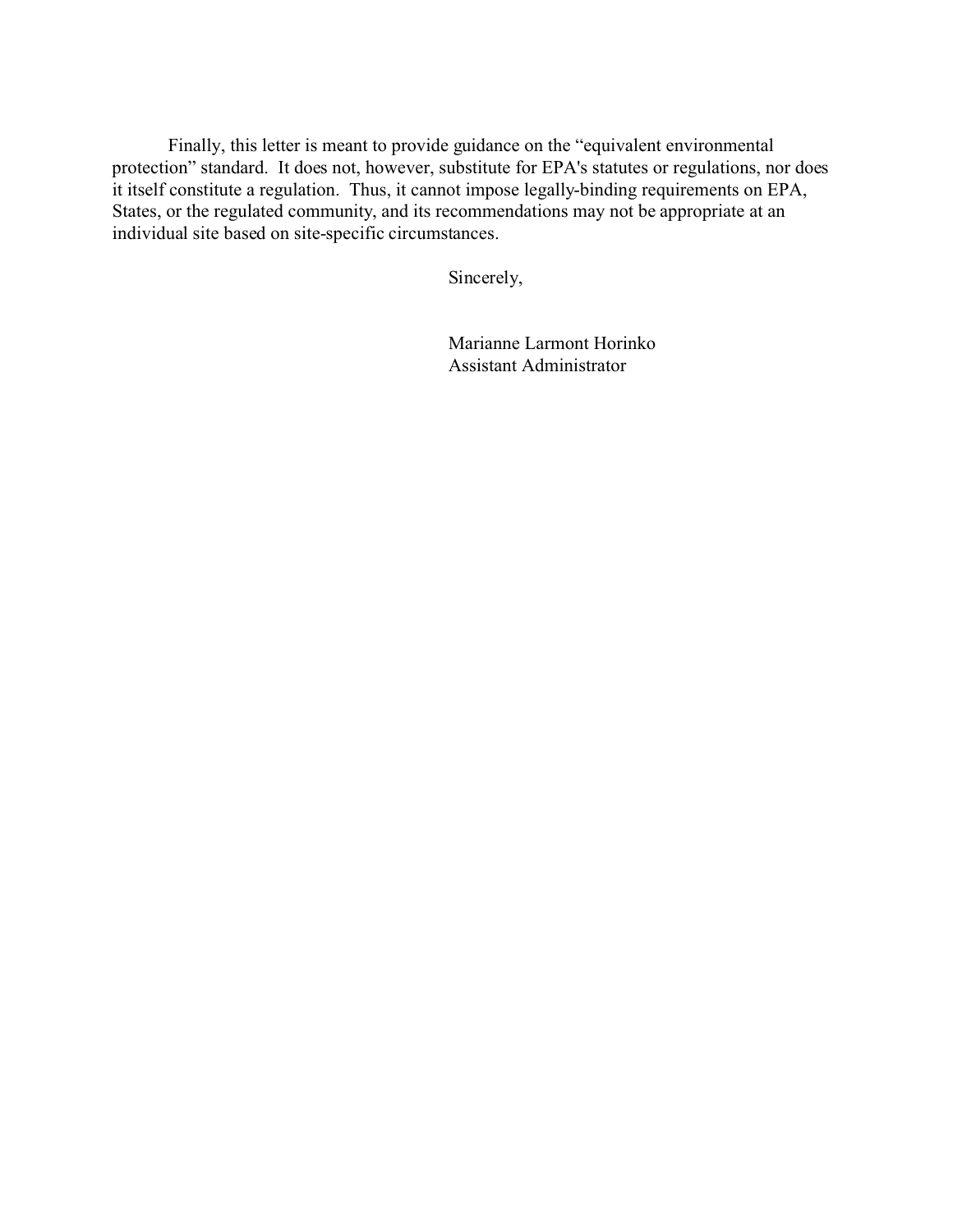Finally, this letter is meant to provide guidance on the “equivalent environmental protection” standard. It does not, however, substitute for EPA's statutes or regulations, nor does it itself constitute a regulation. Thus, it cannot impose legally-binding requirements on EPA, States, or the regulated community, and its recommendations may not be appropriate at an individual site based on site-specific circumstances.

Sincerely,

Marianne Larmont Horinko
Assistant Administrator